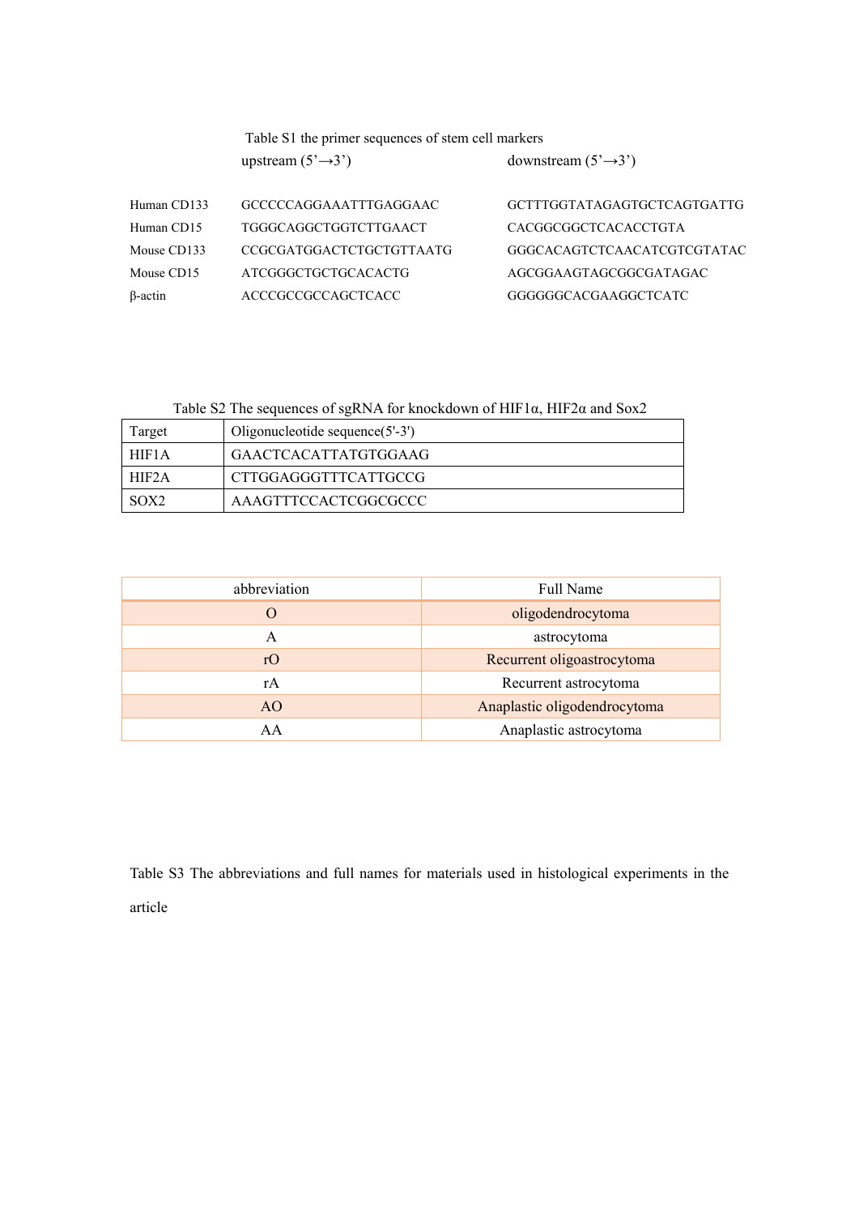Table S1 the primer sequences of stem cell markers

| | upstream (5'→3') | downstream (5'→3') |
|---|---|---|
| Human CD133 | GCCCCCAGGAAATTTGAGGAAC | GCTTTGGTATAGAGTGCTCAGTGATTG |
| Human CD15 | TGGGCAGGCTGGTCTTGAACT | CACGGCGGCTCACACCTGTA |
| Mouse CD133 | CCGCGATGGACTCTGCTGTTAATG | GGGCACAGTCTCAACATCGTCGTATAC |
| Mouse CD15 | ATCGGGCTGCTGCACACTG | AGCGGAAGTAGCGGCGATAGAC |
| β-actin | ACCCGCCGCCAGCTCACC | GGGGGGCACGAAGGCTCATC |

Table S2 The sequences of sgRNA for knockdown of HIF1α, HIF2α and Sox2

| Target | Oligonucleotide sequence(5'-3') |
|---|---|
| HIF1A | GAACTCACATTATGTGGAAG |
| HIF2A | CTTGGAGGGTTTCATTGCCG |
| SOX2 | AAAGTTTCCACTCGGCGCCC |

| abbreviation | Full Name |
|---|---|
| O | oligodendrocytoma |
| A | astrocytoma |
| rO | Recurrent oligoastrocytoma |
| rA | Recurrent astrocytoma |
| AO | Anaplastic oligodendrocytoma |
| AA | Anaplastic astrocytoma |

Table S3 The abbreviations and full names for materials used in histological experiments in the article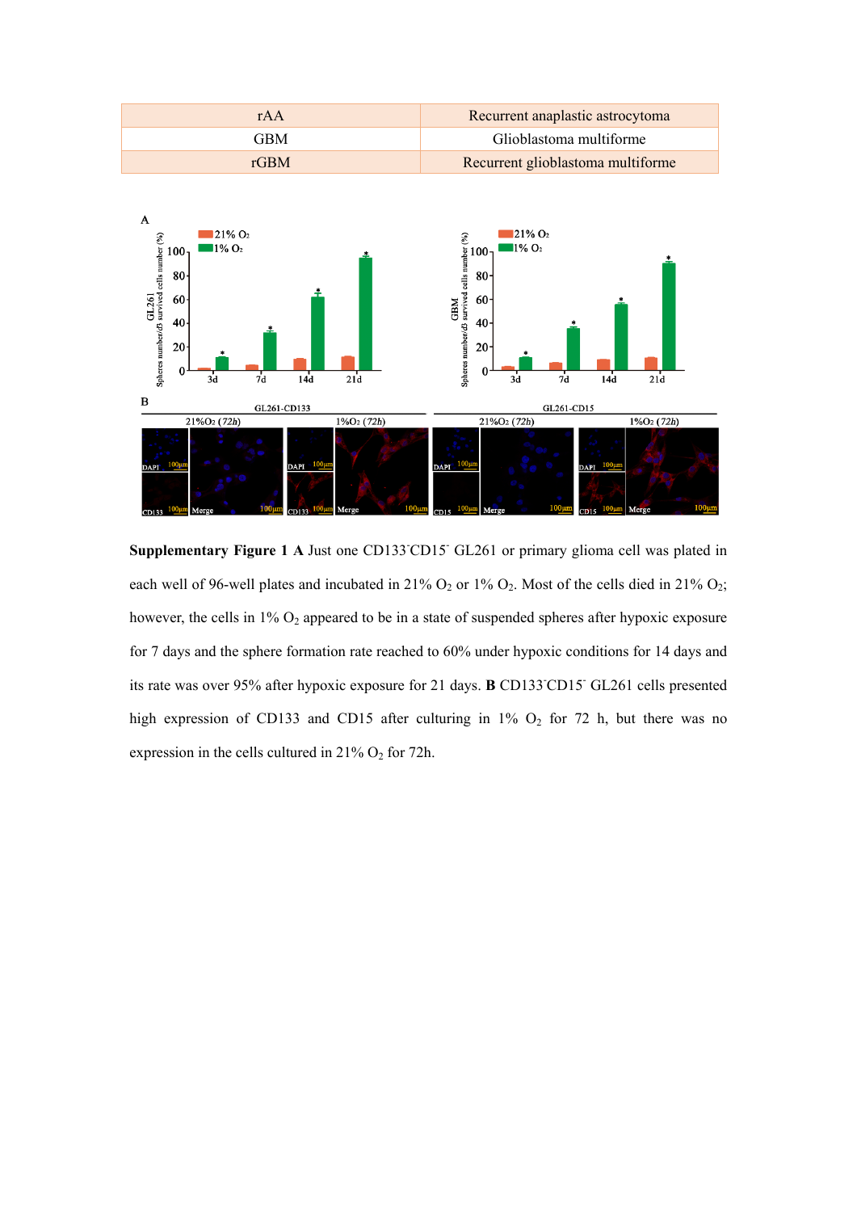| | |
|---|---|
| rAA | Recurrent anaplastic astrocytoma |
| GBM | Glioblastoma multiforme |
| rGBM | Recurrent glioblastoma multiforme |

A

21% $O_2$
1% $O_2$
GL261
Spheres number/d3 survived cells number (%)
0 20 40 60 80 100
3d 7d 14d 21d

21% $O_2$
1% $O_2$
GBM
Spheres number/d3 survived cells number (%)
0 20 40 60 80 100
3d 7d 14d 21d

B

GL261-CD133
21%$O_2$ (72h) 1%$O_2$ (72h)
DAPI CD133 Merge 100μm

GL261-CD15
21%$O_2$ (72h) 1%$O_2$ (72h)
DAPI CD15 Merge 100μm

**Supplementary Figure 1 A** Just one $CD133^-CD15^-$ GL261 or primary glioma cell was plated in each well of 96-well plates and incubated in 21% $O_2$ or 1% $O_2$. Most of the cells died in 21% $O_2$; however, the cells in 1% $O_2$ appeared to be in a state of suspended spheres after hypoxic exposure for 7 days and the sphere formation rate reached to 60% under hypoxic conditions for 14 days and its rate was over 95% after hypoxic exposure for 21 days. **B** $CD133^-CD15^-$ GL261 cells presented high expression of CD133 and CD15 after culturing in 1% $O_2$ for 72 h, but there was no expression in the cells cultured in 21% $O_2$ for 72h.